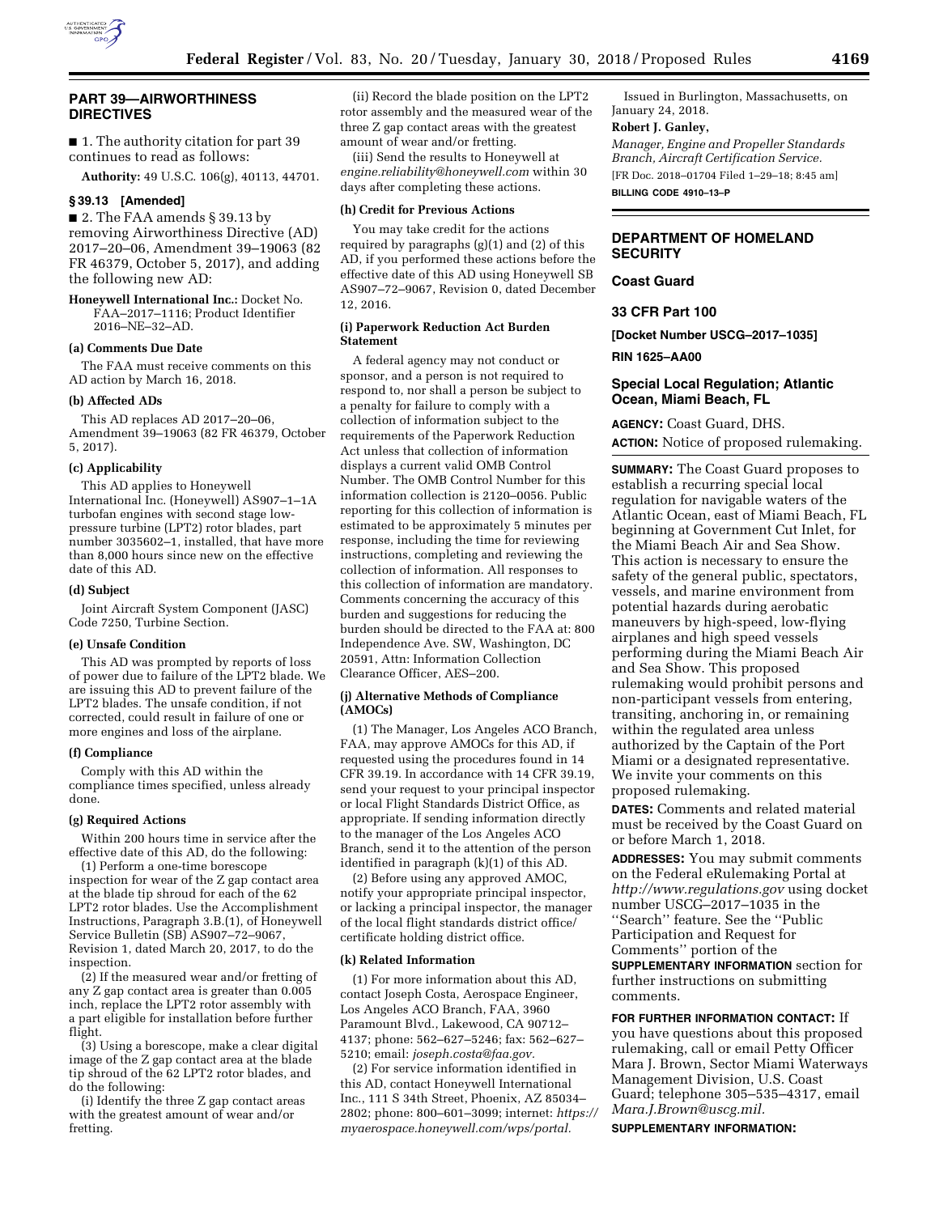## PART 39—AIRWORTHINESS DIRECTIVES

■ 1. The authority citation for part 39 continues to read as follows:

**Authority:** 49 U.S.C. 106(g), 40113, 44701.

### § 39.13 [Amended]

■ 2. The FAA amends § 39.13 by removing Airworthiness Directive (AD) 2017–20–06, Amendment 39–19063 (82 FR 46379, October 5, 2017), and adding the following new AD:

**Honeywell International Inc.:** Docket No. FAA–2017–1116; Product Identifier 2016–NE–32–AD.

#### (a) Comments Due Date

The FAA must receive comments on this AD action by March 16, 2018.

#### (b) Affected ADs

This AD replaces AD 2017–20–06, Amendment 39–19063 (82 FR 46379, October 5, 2017).

#### (c) Applicability

This AD applies to Honeywell International Inc. (Honeywell) AS907–1–1A turbofan engines with second stage low-pressure turbine (LPT2) rotor blades, part number 3035602–1, installed, that have more than 8,000 hours since new on the effective date of this AD.

#### (d) Subject

Joint Aircraft System Component (JASC) Code 7250, Turbine Section.

#### (e) Unsafe Condition

This AD was prompted by reports of loss of power due to failure of the LPT2 blade. We are issuing this AD to prevent failure of the LPT2 blades. The unsafe condition, if not corrected, could result in failure of one or more engines and loss of the airplane.

#### (f) Compliance

Comply with this AD within the compliance times specified, unless already done.

#### (g) Required Actions

Within 200 hours time in service after the effective date of this AD, do the following:

(1) Perform a one-time borescope inspection for wear of the Z gap contact area at the blade tip shroud for each of the 62 LPT2 rotor blades. Use the Accomplishment Instructions, Paragraph 3.B.(1), of Honeywell Service Bulletin (SB) AS907–72–9067, Revision 1, dated March 20, 2017, to do the inspection.

(2) If the measured wear and/or fretting of any Z gap contact area is greater than 0.005 inch, replace the LPT2 rotor assembly with a part eligible for installation before further flight.

(3) Using a borescope, make a clear digital image of the Z gap contact area at the blade tip shroud of the 62 LPT2 rotor blades, and do the following:

(i) Identify the three Z gap contact areas with the greatest amount of wear and/or fretting.

(ii) Record the blade position on the LPT2 rotor assembly and the measured wear of the three Z gap contact areas with the greatest amount of wear and/or fretting.

(iii) Send the results to Honeywell at *engine.reliability@honeywell.com* within 30 days after completing these actions.

#### (h) Credit for Previous Actions

You may take credit for the actions required by paragraphs (g)(1) and (2) of this AD, if you performed these actions before the effective date of this AD using Honeywell SB AS907–72–9067, Revision 0, dated December 12, 2016.

#### (i) Paperwork Reduction Act Burden Statement

A federal agency may not conduct or sponsor, and a person is not required to respond to, nor shall a person be subject to a penalty for failure to comply with a collection of information subject to the requirements of the Paperwork Reduction Act unless that collection of information displays a current valid OMB Control Number. The OMB Control Number for this information collection is 2120–0056. Public reporting for this collection of information is estimated to be approximately 5 minutes per response, including the time for reviewing instructions, completing and reviewing the collection of information. All responses to this collection of information are mandatory. Comments concerning the accuracy of this burden and suggestions for reducing the burden should be directed to the FAA at: 800 Independence Ave. SW, Washington, DC 20591, Attn: Information Collection Clearance Officer, AES–200.

#### (j) Alternative Methods of Compliance (AMOCs)

(1) The Manager, Los Angeles ACO Branch, FAA, may approve AMOCs for this AD, if requested using the procedures found in 14 CFR 39.19. In accordance with 14 CFR 39.19, send your request to your principal inspector or local Flight Standards District Office, as appropriate. If sending information directly to the manager of the Los Angeles ACO Branch, send it to the attention of the person identified in paragraph (k)(1) of this AD.

(2) Before using any approved AMOC, notify your appropriate principal inspector, or lacking a principal inspector, the manager of the local flight standards district office/certificate holding district office.

#### (k) Related Information

(1) For more information about this AD, contact Joseph Costa, Aerospace Engineer, Los Angeles ACO Branch, FAA, 3960 Paramount Blvd., Lakewood, CA 90712–4137; phone: 562–627–5246; fax: 562–627–5210; email: *joseph.costa@faa.gov.*

(2) For service information identified in this AD, contact Honeywell International Inc., 111 S 34th Street, Phoenix, AZ 85034–2802; phone: 800–601–3099; internet: *https://myaerospace.honeywell.com/wps/portal.*

Issued in Burlington, Massachusetts, on January 24, 2018.

**Robert J. Ganley,**

*Manager, Engine and Propeller Standards Branch, Aircraft Certification Service.*

[FR Doc. 2018–01704 Filed 1–29–18; 8:45 am]

**BILLING CODE 4910–13–P**

---

## DEPARTMENT OF HOMELAND SECURITY

## Coast Guard

## 33 CFR Part 100

**[Docket Number USCG–2017–1035]**

**RIN 1625–AA00**

## Special Local Regulation; Atlantic Ocean, Miami Beach, FL

**AGENCY:** Coast Guard, DHS.

**ACTION:** Notice of proposed rulemaking.

**SUMMARY:** The Coast Guard proposes to establish a recurring special local regulation for navigable waters of the Atlantic Ocean, east of Miami Beach, FL beginning at Government Cut Inlet, for the Miami Beach Air and Sea Show. This action is necessary to ensure the safety of the general public, spectators, vessels, and marine environment from potential hazards during aerobatic maneuvers by high-speed, low-flying airplanes and high speed vessels performing during the Miami Beach Air and Sea Show. This proposed rulemaking would prohibit persons and non-participant vessels from entering, transiting, anchoring in, or remaining within the regulated area unless authorized by the Captain of the Port Miami or a designated representative. We invite your comments on this proposed rulemaking.

**DATES:** Comments and related material must be received by the Coast Guard on or before March 1, 2018.

**ADDRESSES:** You may submit comments on the Federal eRulemaking Portal at *http://www.regulations.gov* using docket number USCG–2017–1035 in the ''Search'' feature. See the ''Public Participation and Request for Comments'' portion of the **SUPPLEMENTARY INFORMATION** section for further instructions on submitting comments.

**FOR FURTHER INFORMATION CONTACT:** If you have questions about this proposed rulemaking, call or email Petty Officer Mara J. Brown, Sector Miami Waterways Management Division, U.S. Coast Guard; telephone 305–535–4317, email *Mara.J.Brown@uscg.mil.*

**SUPPLEMENTARY INFORMATION:**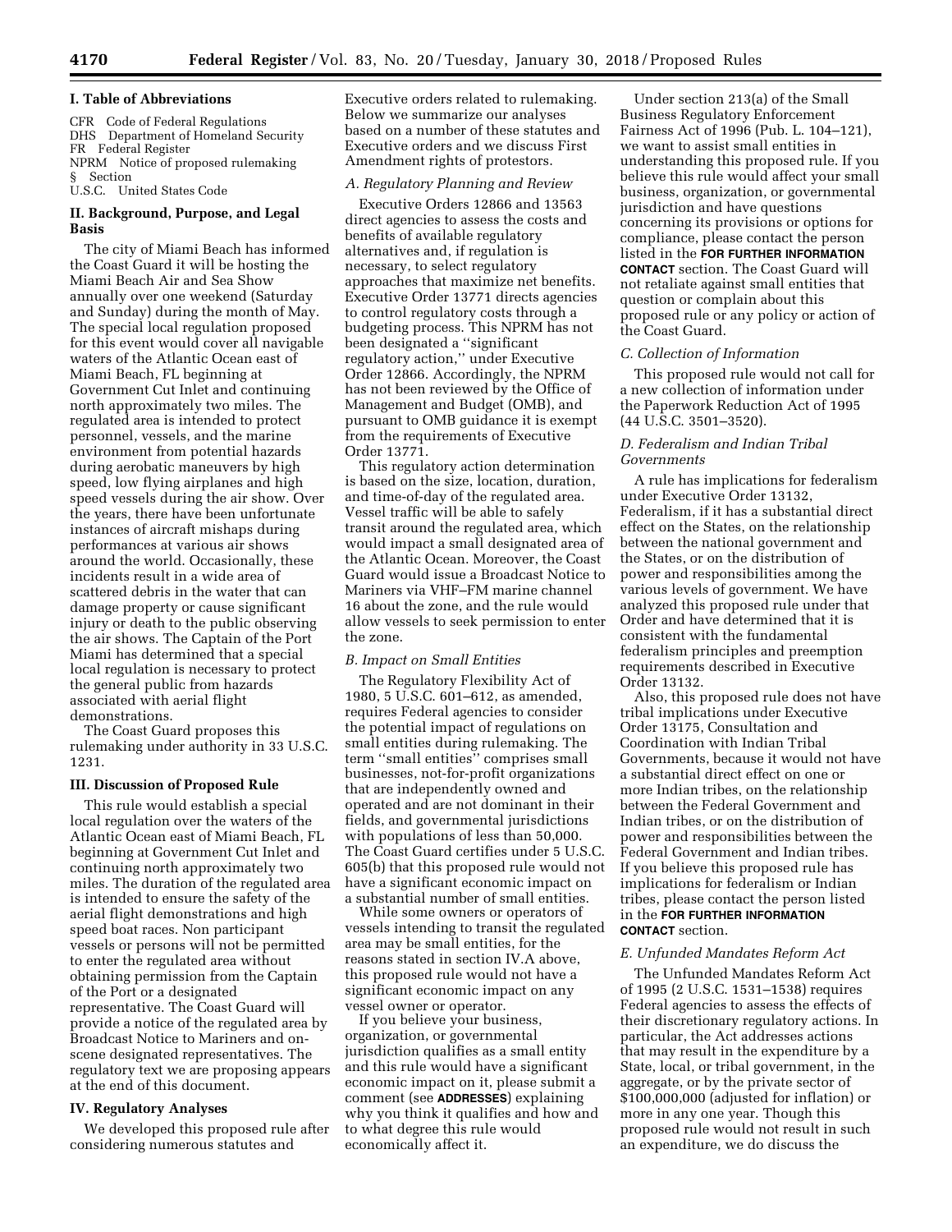## I. Table of Abbreviations

CFR Code of Federal Regulations
DHS Department of Homeland Security
FR Federal Register
NPRM Notice of proposed rulemaking
§ Section
U.S.C. United States Code

## II. Background, Purpose, and Legal Basis

The city of Miami Beach has informed the Coast Guard it will be hosting the Miami Beach Air and Sea Show annually over one weekend (Saturday and Sunday) during the month of May. The special local regulation proposed for this event would cover all navigable waters of the Atlantic Ocean east of Miami Beach, FL beginning at Government Cut Inlet and continuing north approximately two miles. The regulated area is intended to protect personnel, vessels, and the marine environment from potential hazards during aerobatic maneuvers by high speed, low flying airplanes and high speed vessels during the air show. Over the years, there have been unfortunate instances of aircraft mishaps during performances at various air shows around the world. Occasionally, these incidents result in a wide area of scattered debris in the water that can damage property or cause significant injury or death to the public observing the air shows. The Captain of the Port Miami has determined that a special local regulation is necessary to protect the general public from hazards associated with aerial flight demonstrations.

The Coast Guard proposes this rulemaking under authority in 33 U.S.C. 1231.

## III. Discussion of Proposed Rule

This rule would establish a special local regulation over the waters of the Atlantic Ocean east of Miami Beach, FL beginning at Government Cut Inlet and continuing north approximately two miles. The duration of the regulated area is intended to ensure the safety of the aerial flight demonstrations and high speed boat races. Non participant vessels or persons will not be permitted to enter the regulated area without obtaining permission from the Captain of the Port or a designated representative. The Coast Guard will provide a notice of the regulated area by Broadcast Notice to Mariners and on-scene designated representatives. The regulatory text we are proposing appears at the end of this document.

## IV. Regulatory Analyses

We developed this proposed rule after considering numerous statutes and Executive orders related to rulemaking. Below we summarize our analyses based on a number of these statutes and Executive orders and we discuss First Amendment rights of protestors.

### *A. Regulatory Planning and Review*

Executive Orders 12866 and 13563 direct agencies to assess the costs and benefits of available regulatory alternatives and, if regulation is necessary, to select regulatory approaches that maximize net benefits. Executive Order 13771 directs agencies to control regulatory costs through a budgeting process. This NPRM has not been designated a ''significant regulatory action,'' under Executive Order 12866. Accordingly, the NPRM has not been reviewed by the Office of Management and Budget (OMB), and pursuant to OMB guidance it is exempt from the requirements of Executive Order 13771.

This regulatory action determination is based on the size, location, duration, and time-of-day of the regulated area. Vessel traffic will be able to safely transit around the regulated area, which would impact a small designated area of the Atlantic Ocean. Moreover, the Coast Guard would issue a Broadcast Notice to Mariners via VHF–FM marine channel 16 about the zone, and the rule would allow vessels to seek permission to enter the zone.

### *B. Impact on Small Entities*

The Regulatory Flexibility Act of 1980, 5 U.S.C. 601–612, as amended, requires Federal agencies to consider the potential impact of regulations on small entities during rulemaking. The term ''small entities'' comprises small businesses, not-for-profit organizations that are independently owned and operated and are not dominant in their fields, and governmental jurisdictions with populations of less than 50,000. The Coast Guard certifies under 5 U.S.C. 605(b) that this proposed rule would not have a significant economic impact on a substantial number of small entities.

While some owners or operators of vessels intending to transit the regulated area may be small entities, for the reasons stated in section IV.A above, this proposed rule would not have a significant economic impact on any vessel owner or operator.

If you believe your business, organization, or governmental jurisdiction qualifies as a small entity and this rule would have a significant economic impact on it, please submit a comment (see **ADDRESSES**) explaining why you think it qualifies and how and to what degree this rule would economically affect it.

Under section 213(a) of the Small Business Regulatory Enforcement Fairness Act of 1996 (Pub. L. 104–121), we want to assist small entities in understanding this proposed rule. If you believe this rule would affect your small business, organization, or governmental jurisdiction and have questions concerning its provisions or options for compliance, please contact the person listed in the **FOR FURTHER INFORMATION CONTACT** section. The Coast Guard will not retaliate against small entities that question or complain about this proposed rule or any policy or action of the Coast Guard.

### *C. Collection of Information*

This proposed rule would not call for a new collection of information under the Paperwork Reduction Act of 1995 (44 U.S.C. 3501–3520).

### *D. Federalism and Indian Tribal Governments*

A rule has implications for federalism under Executive Order 13132, Federalism, if it has a substantial direct effect on the States, on the relationship between the national government and the States, or on the distribution of power and responsibilities among the various levels of government. We have analyzed this proposed rule under that Order and have determined that it is consistent with the fundamental federalism principles and preemption requirements described in Executive Order 13132.

Also, this proposed rule does not have tribal implications under Executive Order 13175, Consultation and Coordination with Indian Tribal Governments, because it would not have a substantial direct effect on one or more Indian tribes, on the relationship between the Federal Government and Indian tribes, or on the distribution of power and responsibilities between the Federal Government and Indian tribes. If you believe this proposed rule has implications for federalism or Indian tribes, please contact the person listed in the **FOR FURTHER INFORMATION CONTACT** section.

### *E. Unfunded Mandates Reform Act*

The Unfunded Mandates Reform Act of 1995 (2 U.S.C. 1531–1538) requires Federal agencies to assess the effects of their discretionary regulatory actions. In particular, the Act addresses actions that may result in the expenditure by a State, local, or tribal government, in the aggregate, or by the private sector of $100,000,000 (adjusted for inflation) or more in any one year. Though this proposed rule would not result in such an expenditure, we do discuss the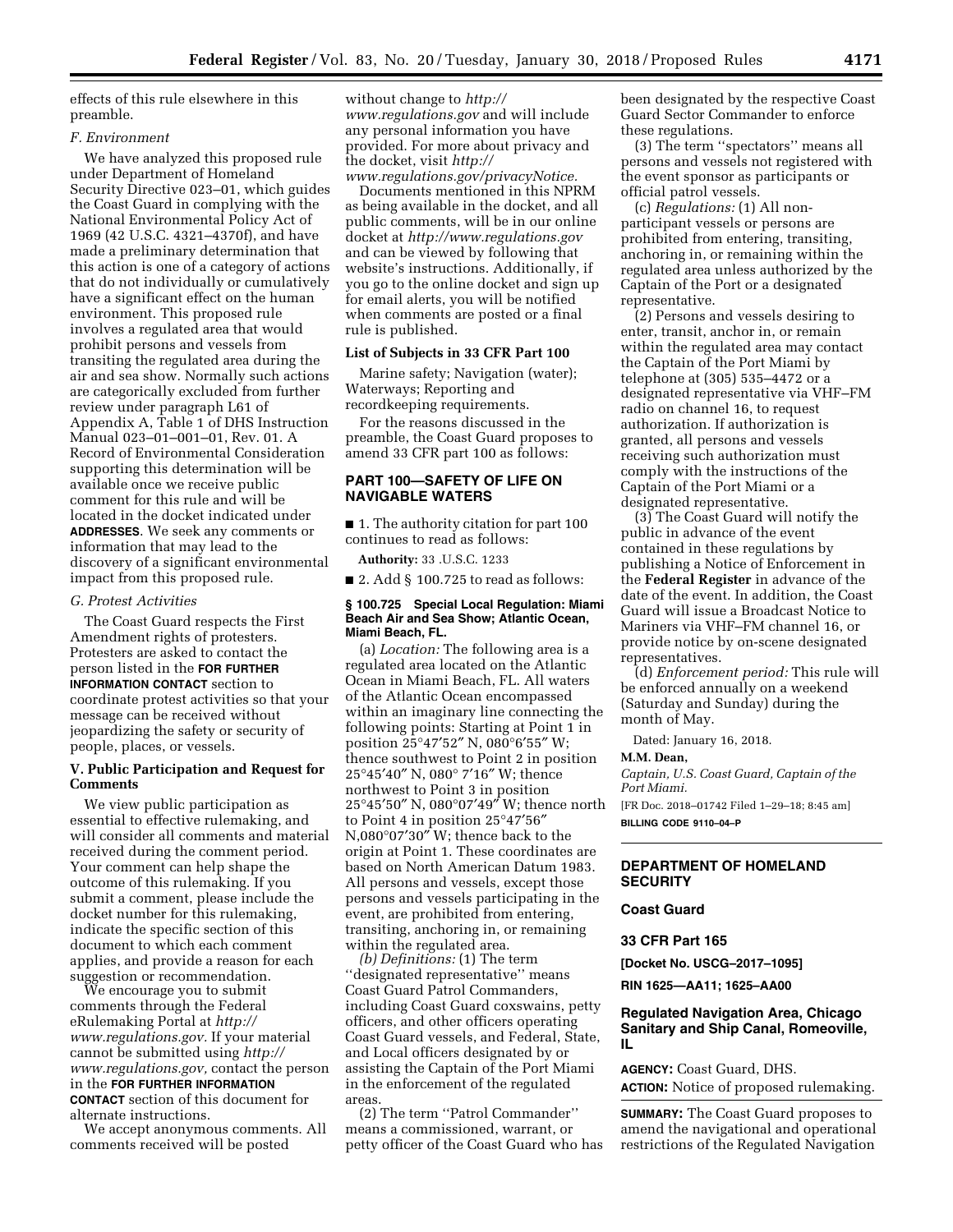effects of this rule elsewhere in this preamble.

### F. Environment

We have analyzed this proposed rule under Department of Homeland Security Directive 023–01, which guides the Coast Guard in complying with the National Environmental Policy Act of 1969 (42 U.S.C. 4321–4370f), and have made a preliminary determination that this action is one of a category of actions that do not individually or cumulatively have a significant effect on the human environment. This proposed rule involves a regulated area that would prohibit persons and vessels from transiting the regulated area during the air and sea show. Normally such actions are categorically excluded from further review under paragraph L61 of Appendix A, Table 1 of DHS Instruction Manual 023–01–001–01, Rev. 01. A Record of Environmental Consideration supporting this determination will be available once we receive public comment for this rule and will be located in the docket indicated under **ADDRESSES**. We seek any comments or information that may lead to the discovery of a significant environmental impact from this proposed rule.

### G. Protest Activities

The Coast Guard respects the First Amendment rights of protesters. Protesters are asked to contact the person listed in the **FOR FURTHER INFORMATION CONTACT** section to coordinate protest activities so that your message can be received without jeopardizing the safety or security of people, places, or vessels.

## V. Public Participation and Request for Comments

We view public participation as essential to effective rulemaking, and will consider all comments and material received during the comment period. Your comment can help shape the outcome of this rulemaking. If you submit a comment, please include the docket number for this rulemaking, indicate the specific section of this document to which each comment applies, and provide a reason for each suggestion or recommendation.

We encourage you to submit comments through the Federal eRulemaking Portal at *http://www.regulations.gov*. If your material cannot be submitted using *http://www.regulations.gov*, contact the person in the **FOR FURTHER INFORMATION CONTACT** section of this document for alternate instructions.

We accept anonymous comments. All comments received will be posted without change to *http://www.regulations.gov* and will include any personal information you have provided. For more about privacy and the docket, visit *http://www.regulations.gov/privacyNotice*.

Documents mentioned in this NPRM as being available in the docket, and all public comments, will be in our online docket at *http://www.regulations.gov* and can be viewed by following that website's instructions. Additionally, if you go to the online docket and sign up for email alerts, you will be notified when comments are posted or a final rule is published.

### List of Subjects in 33 CFR Part 100

Marine safety; Navigation (water); Waterways; Reporting and recordkeeping requirements.

For the reasons discussed in the preamble, the Coast Guard proposes to amend 33 CFR part 100 as follows:

## PART 100—SAFETY OF LIFE ON NAVIGABLE WATERS

■ 1. The authority citation for part 100 continues to read as follows:

**Authority:** 33 .U.S.C. 1233

■ 2. Add § 100.725 to read as follows:

### § 100.725 Special Local Regulation: Miami Beach Air and Sea Show; Atlantic Ocean, Miami Beach, FL.

(a) *Location:* The following area is a regulated area located on the Atlantic Ocean in Miami Beach, FL. All waters of the Atlantic Ocean encompassed within an imaginary line connecting the following points: Starting at Point 1 in position 25°47′52″ N, 080°6′55″ W; thence southwest to Point 2 in position 25°45′40″ N, 080° 7′16″ W; thence northwest to Point 3 in position 25°45′50″ N, 080°07′49″ W; thence north to Point 4 in position 25°47′56″ N,080°07′30″ W; thence back to the origin at Point 1. These coordinates are based on North American Datum 1983. All persons and vessels, except those persons and vessels participating in the event, are prohibited from entering, transiting, anchoring in, or remaining within the regulated area.

*(b) Definitions:* (1) The term ''designated representative'' means Coast Guard Patrol Commanders, including Coast Guard coxswains, petty officers, and other officers operating Coast Guard vessels, and Federal, State, and Local officers designated by or assisting the Captain of the Port Miami in the enforcement of the regulated areas.

(2) The term ''Patrol Commander'' means a commissioned, warrant, or petty officer of the Coast Guard who has been designated by the respective Coast Guard Sector Commander to enforce these regulations.

(3) The term ''spectators'' means all persons and vessels not registered with the event sponsor as participants or official patrol vessels.

(c) *Regulations:* (1) All non-participant vessels or persons are prohibited from entering, transiting, anchoring in, or remaining within the regulated area unless authorized by the Captain of the Port or a designated representative.

(2) Persons and vessels desiring to enter, transit, anchor in, or remain within the regulated area may contact the Captain of the Port Miami by telephone at (305) 535–4472 or a designated representative via VHF–FM radio on channel 16, to request authorization. If authorization is granted, all persons and vessels receiving such authorization must comply with the instructions of the Captain of the Port Miami or a designated representative.

(3) The Coast Guard will notify the public in advance of the event contained in these regulations by publishing a Notice of Enforcement in the **Federal Register** in advance of the date of the event. In addition, the Coast Guard will issue a Broadcast Notice to Mariners via VHF–FM channel 16, or provide notice by on-scene designated representatives.

(d) *Enforcement period:* This rule will be enforced annually on a weekend (Saturday and Sunday) during the month of May.

Dated: January 16, 2018.

**M.M. Dean,**

*Captain, U.S. Coast Guard, Captain of the Port Miami.*

[FR Doc. 2018–01742 Filed 1–29–18; 8:45 am]

**BILLING CODE 9110–04–P**

---

## DEPARTMENT OF HOMELAND SECURITY

### Coast Guard

### 33 CFR Part 165

**[Docket No. USCG–2017–1095]**

**RIN 1625—AA11; 1625–AA00**

## Regulated Navigation Area, Chicago Sanitary and Ship Canal, Romeoville, IL

**AGENCY:** Coast Guard, DHS.

**ACTION:** Notice of proposed rulemaking.

**SUMMARY:** The Coast Guard proposes to amend the navigational and operational restrictions of the Regulated Navigation